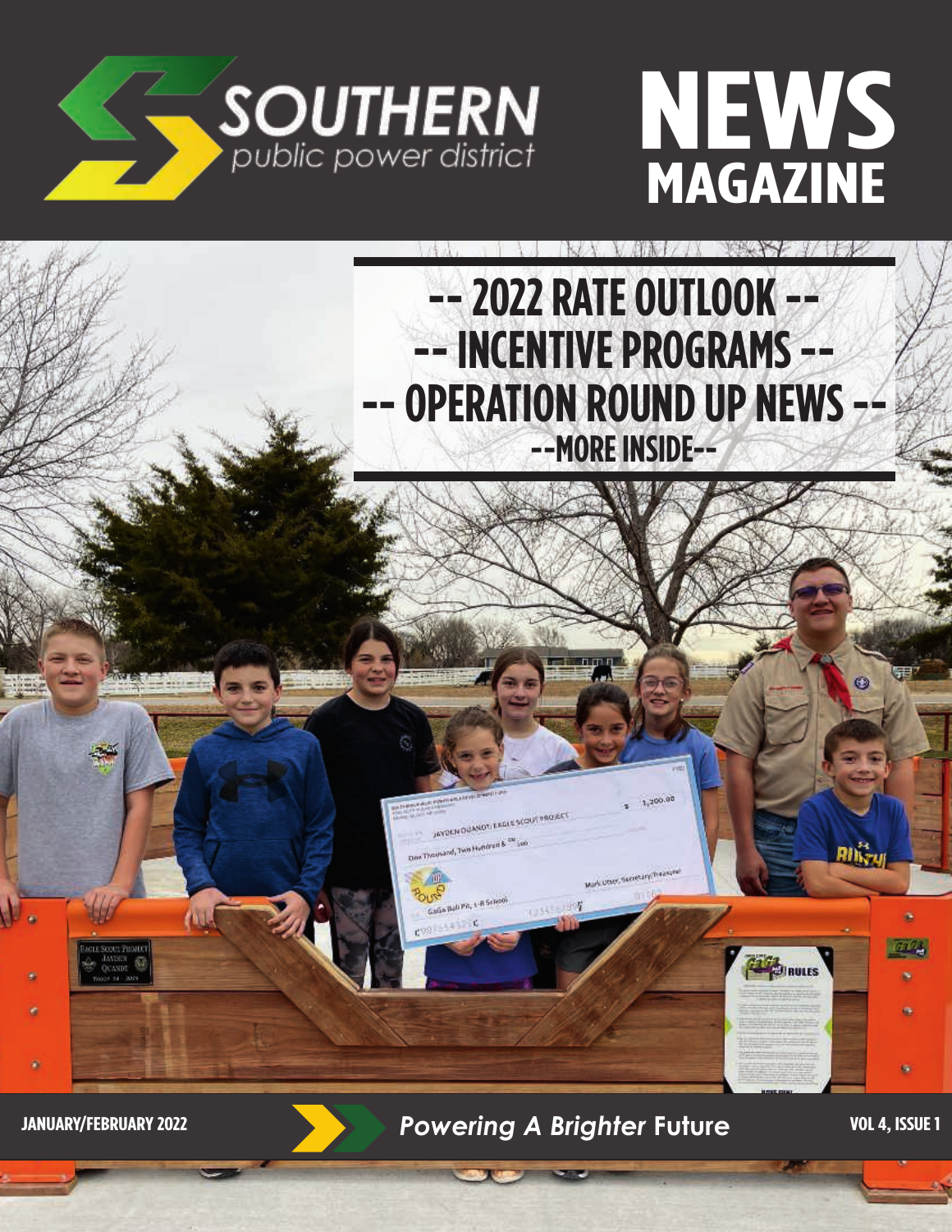# SOUTHERN public power district

# NEWS MAGAZINE

## -- 2022 RATE OUTLOOK --
## -- INCENTIVE PROGRAMS --
## -- OPERATION ROUND UP NEWS --
### --MORE INSIDE--

**JANUARY/FEBRUARY 2022**

*Powering A Brighter Future*

**VOL 4, ISSUE 1**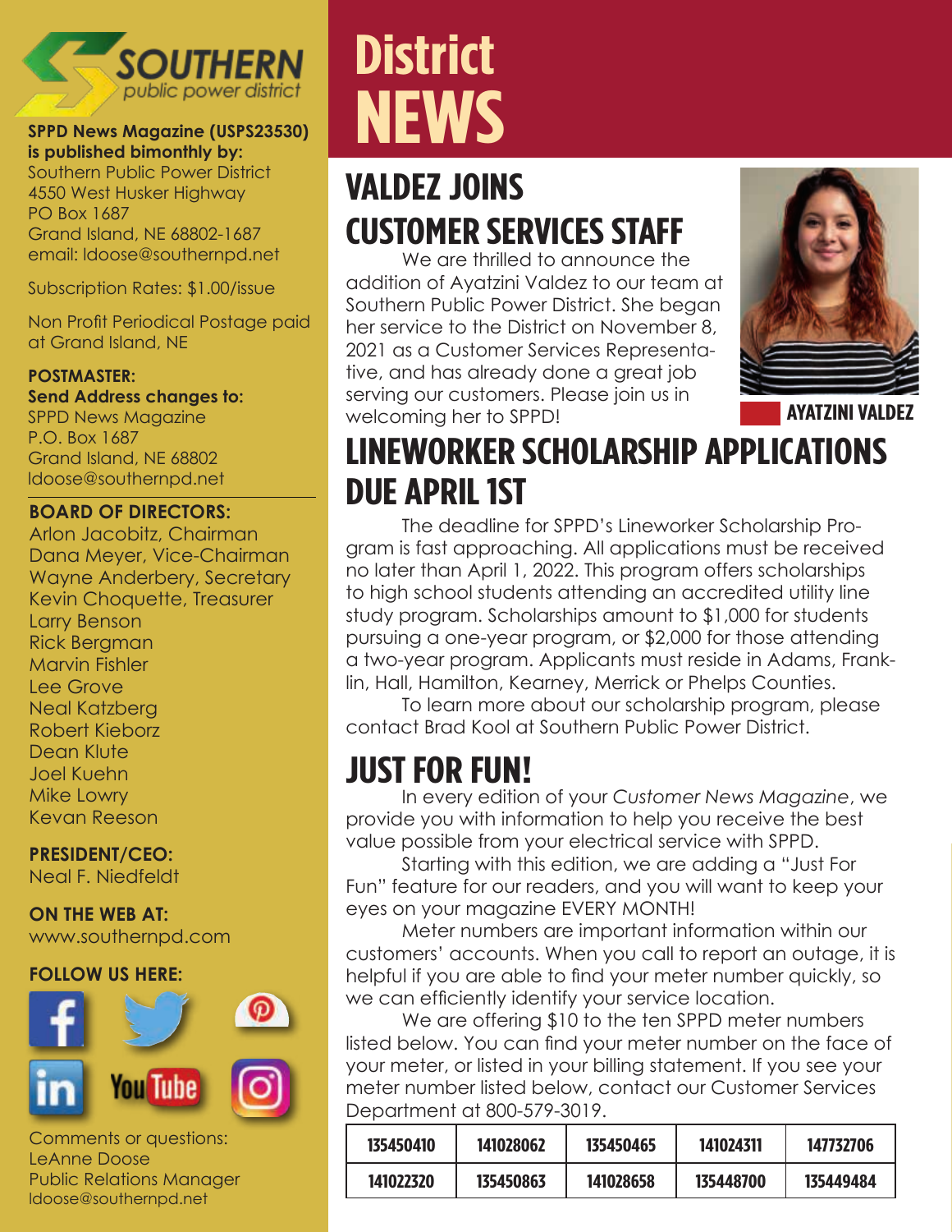**SPPD News Magazine (USPS23530) is published bimonthly by:**
Southern Public Power District
4550 West Husker Highway
PO Box 1687
Grand Island, NE 68802-1687
email: ldoose@southernpd.net

Subscription Rates: $1.00/issue

Non Profit Periodical Postage paid at Grand Island, NE

**POSTMASTER:**
**Send Address changes to:**
SPPD News Magazine
P.O. Box 1687
Grand Island, NE 68802
ldoose@southernpd.net

**BOARD OF DIRECTORS:**
Arlon Jacobitz, Chairman
Dana Meyer, Vice-Chairman
Wayne Anderbery, Secretary
Kevin Choquette, Treasurer
Larry Benson
Rick Bergman
Marvin Fishler
Lee Grove
Neal Katzberg
Robert Kieborz
Dean Klute
Joel Kuehn
Mike Lowry
Kevan Reeson

**PRESIDENT/CEO:**
Neal F. Niedfeldt

**ON THE WEB AT:**
www.southernpd.com

**FOLLOW US HERE:**

Comments or questions:
LeAnne Doose
Public Relations Manager
ldoose@southernpd.net

# District NEWS

## VALDEZ JOINS CUSTOMER SERVICES STAFF

We are thrilled to announce the addition of Ayatzini Valdez to our team at Southern Public Power District. She began her service to the District on November 8, 2021 as a Customer Services Representative, and has already done a great job serving our customers. Please join us in welcoming her to SPPD!

AYATZINI VALDEZ

## LINEWORKER SCHOLARSHIP APPLICATIONS DUE APRIL 1ST

The deadline for SPPD's Lineworker Scholarship Program is fast approaching. All applications must be received no later than April 1, 2022. This program offers scholarships to high school students attending an accredited utility line study program. Scholarships amount to $1,000 for students pursuing a one-year program, or $2,000 for those attending a two-year program. Applicants must reside in Adams, Franklin, Hall, Hamilton, Kearney, Merrick or Phelps Counties.

To learn more about our scholarship program, please contact Brad Kool at Southern Public Power District.

## JUST FOR FUN!

In every edition of your *Customer News Magazine*, we provide you with information to help you receive the best value possible from your electrical service with SPPD.

Starting with this edition, we are adding a "Just For Fun" feature for our readers, and you will want to keep your eyes on your magazine EVERY MONTH!

Meter numbers are important information within our customers' accounts. When you call to report an outage, it is helpful if you are able to find your meter number quickly, so we can efficiently identify your service location.

We are offering $10 to the ten SPPD meter numbers listed below. You can find your meter number on the face of your meter, or listed in your billing statement. If you see your meter number listed below, contact our Customer Services Department at 800-579-3019.

| 135450410 | 141028062 | 135450465 | 141024311 | 147732706 |
|---|---|---|---|---|
| 141022320 | 135450863 | 141028658 | 135448700 | 135449484 |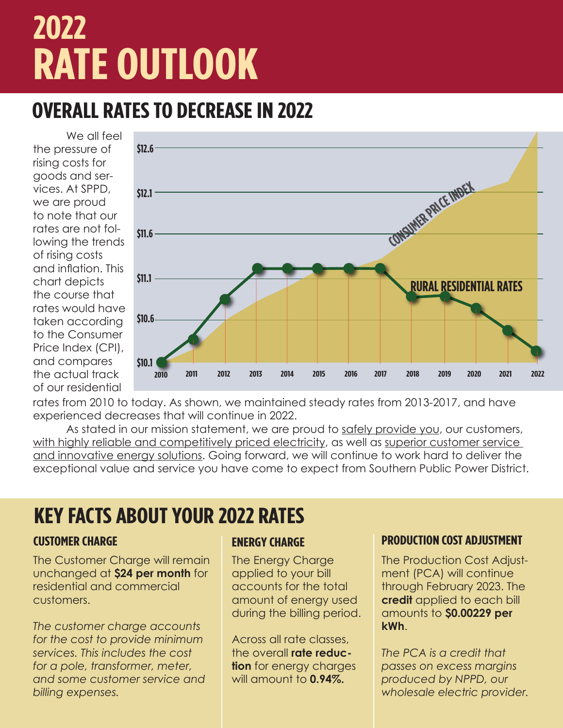# 2022 RATE OUTLOOK

## OVERALL RATES TO DECREASE IN 2022

We all feel the pressure of rising costs for goods and services. At SPPD, we are proud to note that our rates are not following the trends of rising costs and inflation. This chart depicts the course that rates would have taken according to the Consumer Price Index (CPI), and compares the actual track of our residential rates from 2010 to today. As shown, we maintained steady rates from 2013-2017, and have experienced decreases that will continue in 2022.

As stated in our mission statement, we are proud to safely provide you, our customers, with highly reliable and competitively priced electricity, as well as superior customer service and innovative energy solutions. Going forward, we will continue to work hard to deliver the exceptional value and service you have come to expect from Southern Public Power District.

## KEY FACTS ABOUT YOUR 2022 RATES

### CUSTOMER CHARGE

The Customer Charge will remain unchanged at **$24 per month** for residential and commercial customers.

*The customer charge accounts for the cost to provide minimum services. This includes the cost for a pole, transformer, meter, and some customer service and billing expenses.*

### ENERGY CHARGE

The Energy Charge applied to your bill accounts for the total amount of energy used during the billing period.

Across all rate classes, the overall **rate reduction** for energy charges will amount to **0.94%.**

### PRODUCTION COST ADJUSTMENT

The Production Cost Adjustment (PCA) will continue through February 2023. The **credit** applied to each bill amounts to **$0.00229 per kWh**.

*The PCA is a credit that passes on excess margins produced by NPPD, our wholesale electric provider.*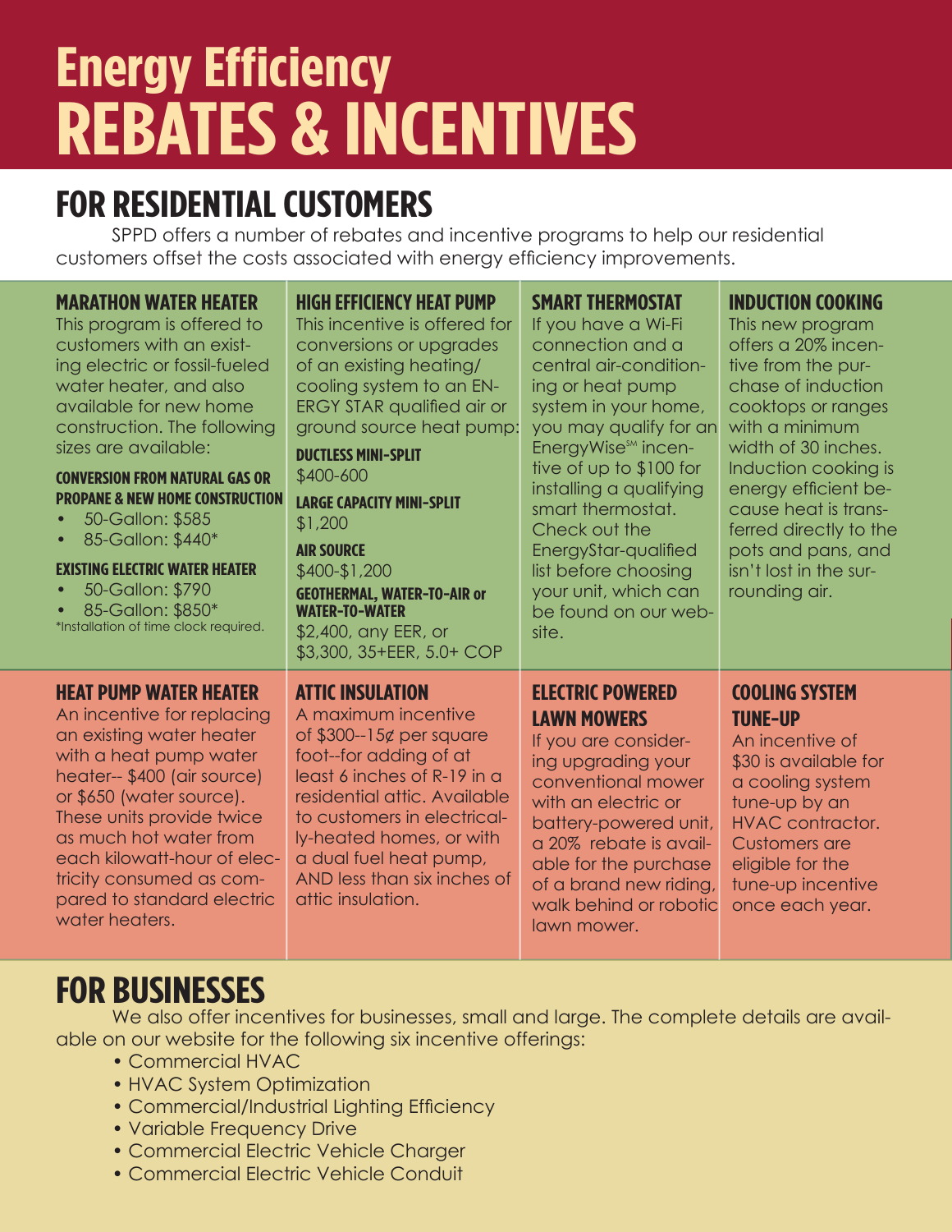# Energy Efficiency
# REBATES & INCENTIVES

## FOR RESIDENTIAL CUSTOMERS

SPPD offers a number of rebates and incentive programs to help our residential customers offset the costs associated with energy efficiency improvements.

### MARATHON WATER HEATER

This program is offered to customers with an existing electric or fossil-fueled water heater, and also available for new home construction. The following sizes are available:

#### CONVERSION FROM NATURAL GAS OR PROPANE & NEW HOME CONSTRUCTION

- 50-Gallon: $585
- 85-Gallon: $440*

#### EXISTING ELECTRIC WATER HEATER

- 50-Gallon: $790
- 85-Gallon: $850*

*Installation of time clock required.

### HIGH EFFICIENCY HEAT PUMP

This incentive is offered for conversions or upgrades of an existing heating/cooling system to an ENERGY STAR qualified air or ground source heat pump:

#### DUCTLESS MINI-SPLIT

$400-600

#### LARGE CAPACITY MINI-SPLIT

$1,200

#### AIR SOURCE

$400-$1,200

#### GEOTHERMAL, WATER-TO-AIR or WATER-TO-WATER

$2,400, any EER, or
$3,300, 35+EER, 5.0+ COP

### SMART THERMOSTAT

If you have a Wi-Fi connection and a central air-conditioning or heat pump system in your home, you may qualify for an EnergyWise℠ incentive of up to $100 for installing a qualifying smart thermostat. Check out the EnergyStar-qualified list before choosing your unit, which can be found on our website.

### INDUCTION COOKING

This new program offers a 20% incentive from the purchase of induction cooktops or ranges with a minimum width of 30 inches. Induction cooking is energy efficient because heat is transferred directly to the pots and pans, and isn't lost in the surrounding air.

### HEAT PUMP WATER HEATER

An incentive for replacing an existing water heater with a heat pump water heater-- $400 (air source) or $650 (water source). These units provide twice as much hot water from each kilowatt-hour of electricity consumed as compared to standard electric water heaters.

### ATTIC INSULATION

A maximum incentive of $300--15¢ per square foot--for adding of at least 6 inches of R-19 in a residential attic. Available to customers in electrically-heated homes, or with a dual fuel heat pump, AND less than six inches of attic insulation.

### ELECTRIC POWERED LAWN MOWERS

If you are considering upgrading your conventional mower with an electric or battery-powered unit, a 20% rebate is available for the purchase of a brand new riding, walk behind or robotic lawn mower.

### COOLING SYSTEM TUNE-UP

An incentive of $30 is available for a cooling system tune-up by an HVAC contractor. Customers are eligible for the tune-up incentive once each year.

## FOR BUSINESSES

We also offer incentives for businesses, small and large. The complete details are available on our website for the following six incentive offerings:

- Commercial HVAC
- HVAC System Optimization
- Commercial/Industrial Lighting Efficiency
- Variable Frequency Drive
- Commercial Electric Vehicle Charger
- Commercial Electric Vehicle Conduit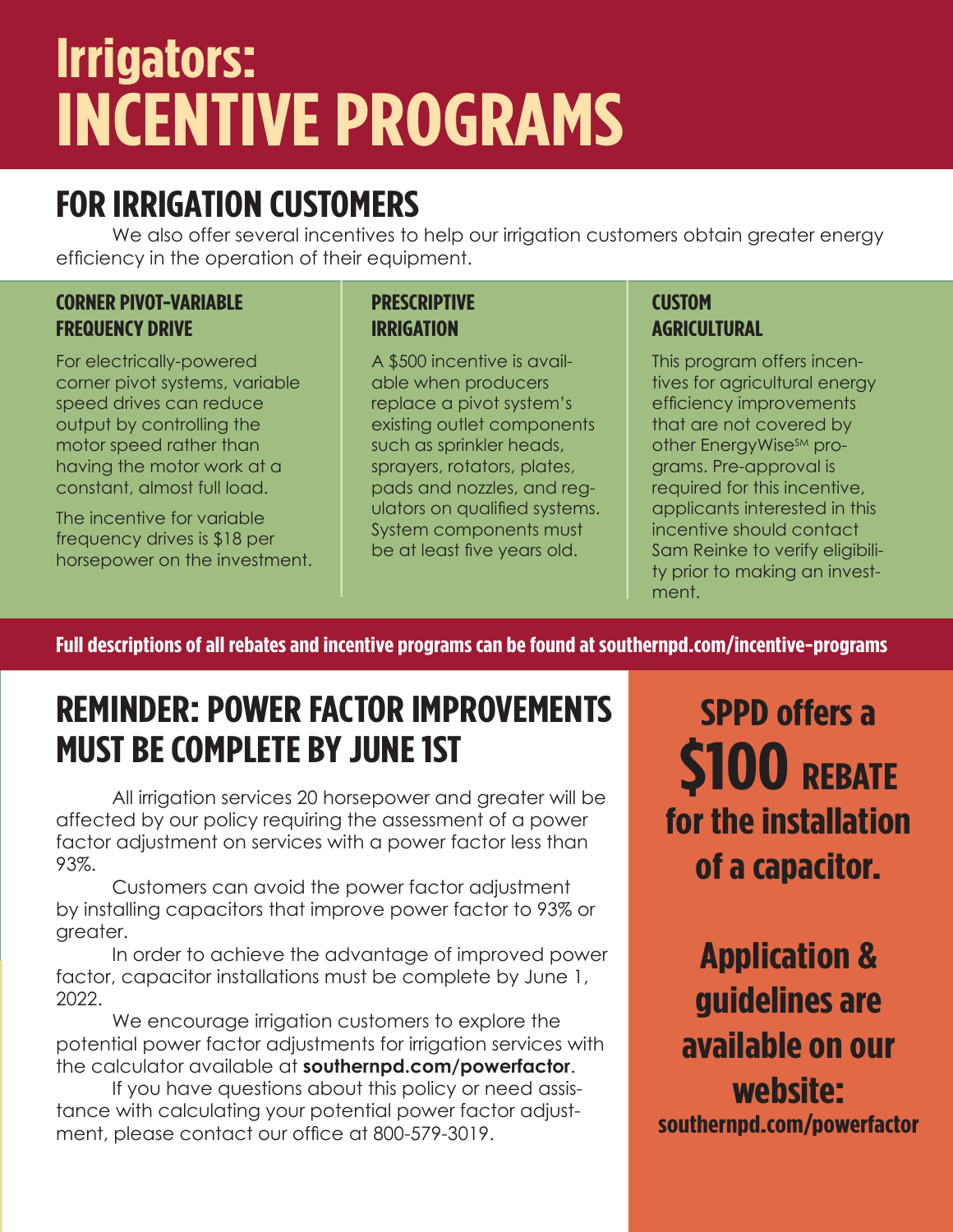# Irrigators: INCENTIVE PROGRAMS

## FOR IRRIGATION CUSTOMERS

We also offer several incentives to help our irrigation customers obtain greater energy efficiency in the operation of their equipment.

### CORNER PIVOT-VARIABLE FREQUENCY DRIVE

For electrically-powered corner pivot systems, variable speed drives can reduce output by controlling the motor speed rather than having the motor work at a constant, almost full load.

The incentive for variable frequency drives is $18 per horsepower on the investment.

### PRESCRIPTIVE IRRIGATION

A $500 incentive is available when producers replace a pivot system's existing outlet components such as sprinkler heads, sprayers, rotators, plates, pads and nozzles, and regulators on qualified systems. System components must be at least five years old.

### CUSTOM AGRICULTURAL

This program offers incentives for agricultural energy efficiency improvements that are not covered by other EnergyWise℠ programs. Pre-approval is required for this incentive, applicants interested in this incentive should contact Sam Reinke to verify eligibility prior to making an investment.

**Full descriptions of all rebates and incentive programs can be found at southernpd.com/incentive-programs**

## REMINDER: POWER FACTOR IMPROVEMENTS MUST BE COMPLETE BY JUNE 1ST

All irrigation services 20 horsepower and greater will be affected by our policy requiring the assessment of a power factor adjustment on services with a power factor less than 93%.

Customers can avoid the power factor adjustment by installing capacitors that improve power factor to 93% or greater.

In order to achieve the advantage of improved power factor, capacitor installations must be complete by June 1, 2022.

We encourage irrigation customers to explore the potential power factor adjustments for irrigation services with the calculator available at **southernpd.com/powerfactor**.

If you have questions about this policy or need assistance with calculating your potential power factor adjustment, please contact our office at 800-579-3019.

**SPPD offers a $100 REBATE for the installation of a capacitor.**

**Application & guidelines are available on our website: southernpd.com/powerfactor**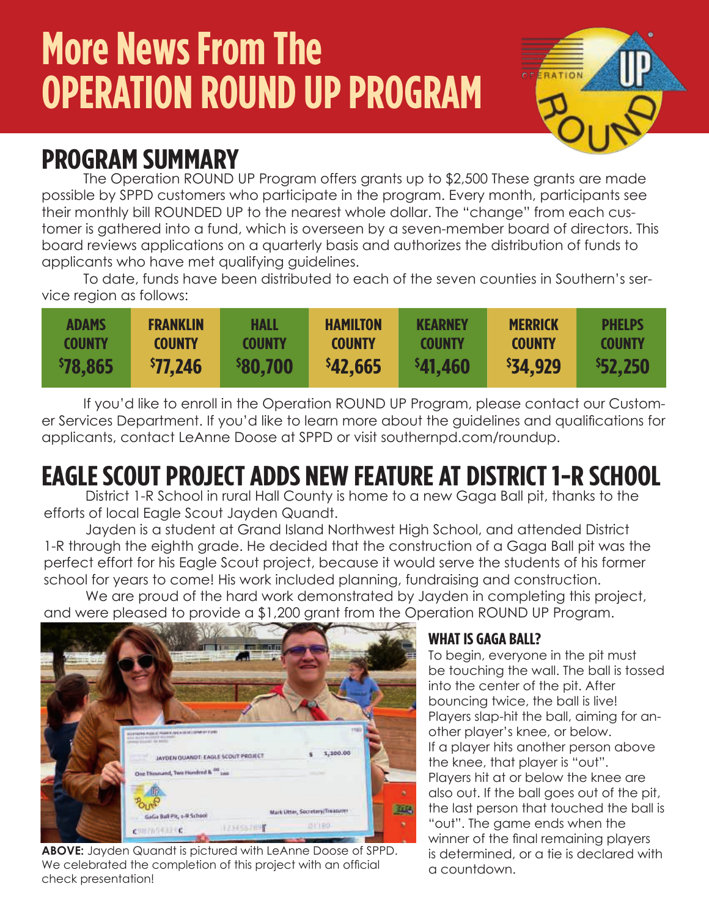# More News From The OPERATION ROUND UP PROGRAM

## PROGRAM SUMMARY

The Operation ROUND UP Program offers grants up to $2,500 These grants are made possible by SPPD customers who participate in the program. Every month, participants see their monthly bill ROUNDED UP to the nearest whole dollar. The "change" from each customer is gathered into a fund, which is overseen by a seven-member board of directors. This board reviews applications on a quarterly basis and authorizes the distribution of funds to applicants who have met qualifying guidelines.

To date, funds have been distributed to each of the seven counties in Southern's service region as follows:

| ADAMS COUNTY | FRANKLIN COUNTY | HALL COUNTY | HAMILTON COUNTY | KEARNEY COUNTY | MERRICK COUNTY | PHELPS COUNTY |
|---|---|---|---|---|---|---|
| $78,865 | $77,246 | $80,700 | $42,665 | $41,460 | $34,929 | $52,250 |

If you'd like to enroll in the Operation ROUND UP Program, please contact our Customer Services Department. If you'd like to learn more about the guidelines and qualifications for applicants, contact LeAnne Doose at SPPD or visit southernpd.com/roundup.

## EAGLE SCOUT PROJECT ADDS NEW FEATURE AT DISTRICT 1-R SCHOOL

District 1-R School in rural Hall County is home to a new Gaga Ball pit, thanks to the efforts of local Eagle Scout Jayden Quandt.

Jayden is a student at Grand Island Northwest High School, and attended District 1-R through the eighth grade. He decided that the construction of a Gaga Ball pit was the perfect effort for his Eagle Scout project, because it would serve the students of his former school for years to come! His work included planning, fundraising and construction.

We are proud of the hard work demonstrated by Jayden in completing this project, and were pleased to provide a $1,200 grant from the Operation ROUND UP Program.

**ABOVE:** Jayden Quandt is pictured with LeAnne Doose of SPPD. We celebrated the completion of this project with an official check presentation!

### WHAT IS GAGA BALL?

To begin, everyone in the pit must be touching the wall. The ball is tossed into the center of the pit. After bouncing twice, the ball is live! Players slap-hit the ball, aiming for another player's knee, or below. If a player hits another person above the knee, that player is "out". Players hit at or below the knee are also out. If the ball goes out of the pit, the last person that touched the ball is "out". The game ends when the winner of the final remaining players is determined, or a tie is declared with a countdown.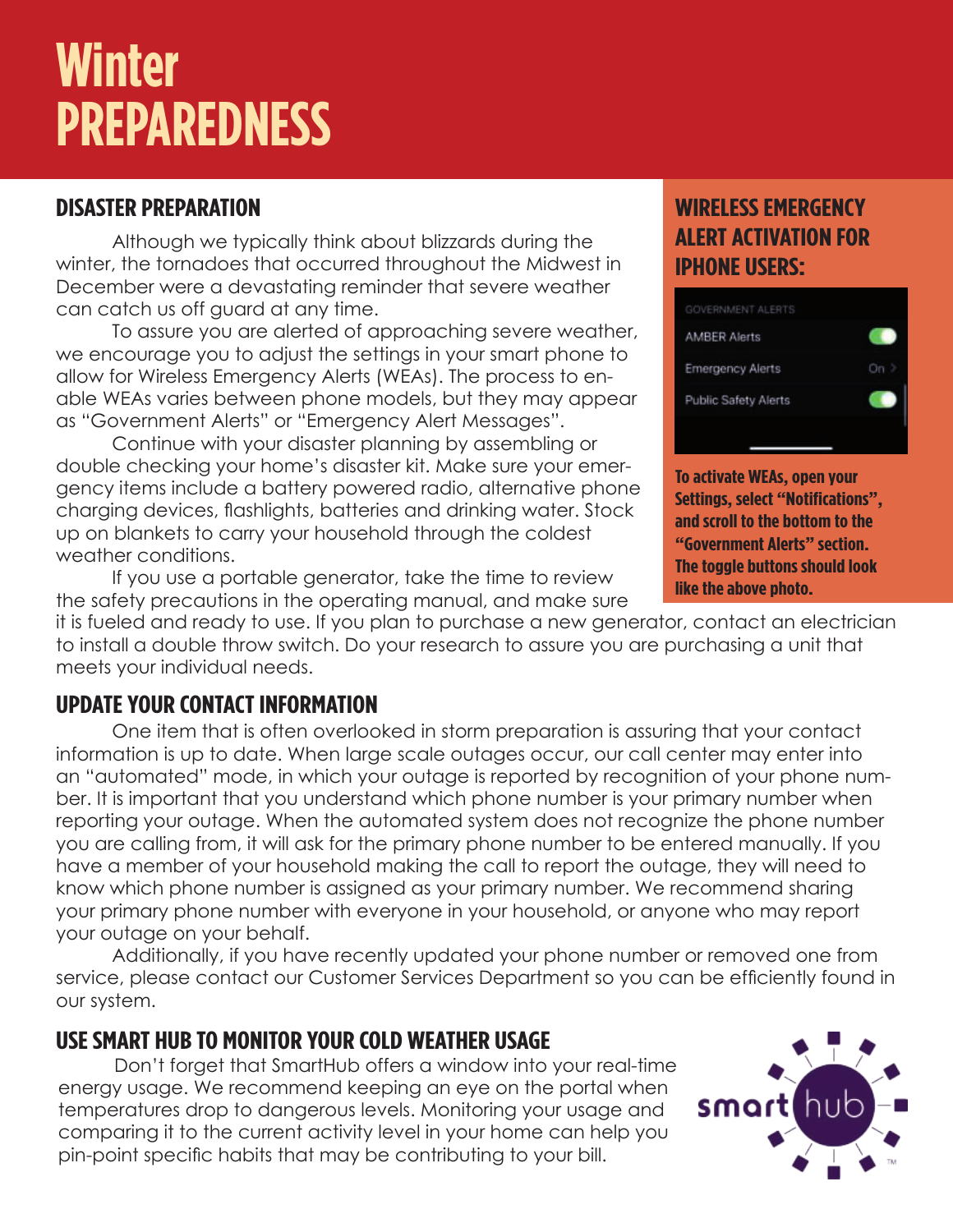# Winter PREPAREDNESS

## DISASTER PREPARATION

Although we typically think about blizzards during the winter, the tornadoes that occurred throughout the Midwest in December were a devastating reminder that severe weather can catch us off guard at any time.

To assure you are alerted of approaching severe weather, we encourage you to adjust the settings in your smart phone to allow for Wireless Emergency Alerts (WEAs). The process to enable WEAs varies between phone models, but they may appear as "Government Alerts" or "Emergency Alert Messages".

Continue with your disaster planning by assembling or double checking your home's disaster kit. Make sure your emergency items include a battery powered radio, alternative phone charging devices, flashlights, batteries and drinking water. Stock up on blankets to carry your household through the coldest weather conditions.

If you use a portable generator, take the time to review the safety precautions in the operating manual, and make sure it is fueled and ready to use. If you plan to purchase a new generator, contact an electrician to install a double throw switch. Do your research to assure you are purchasing a unit that meets your individual needs.

## WIRELESS EMERGENCY ALERT ACTIVATION FOR IPHONE USERS:

GOVERNMENT ALERTS

AMBER Alerts

Emergency Alerts On >

Public Safety Alerts

**To activate WEAs, open your Settings, select "Notifications", and scroll to the bottom to the "Government Alerts" section. The toggle buttons should look like the above photo.**

## UPDATE YOUR CONTACT INFORMATION

One item that is often overlooked in storm preparation is assuring that your contact information is up to date. When large scale outages occur, our call center may enter into an "automated" mode, in which your outage is reported by recognition of your phone number. It is important that you understand which phone number is your primary number when reporting your outage. When the automated system does not recognize the phone number you are calling from, it will ask for the primary phone number to be entered manually. If you have a member of your household making the call to report the outage, they will need to know which phone number is assigned as your primary number. We recommend sharing your primary phone number with everyone in your household, or anyone who may report your outage on your behalf.

Additionally, if you have recently updated your phone number or removed one from service, please contact our Customer Services Department so you can be efficiently found in our system.

## USE SMART HUB TO MONITOR YOUR COLD WEATHER USAGE

Don't forget that SmartHub offers a window into your real-time energy usage. We recommend keeping an eye on the portal when temperatures drop to dangerous levels. Monitoring your usage and comparing it to the current activity level in your home can help you pin-point specific habits that may be contributing to your bill.

smart hub™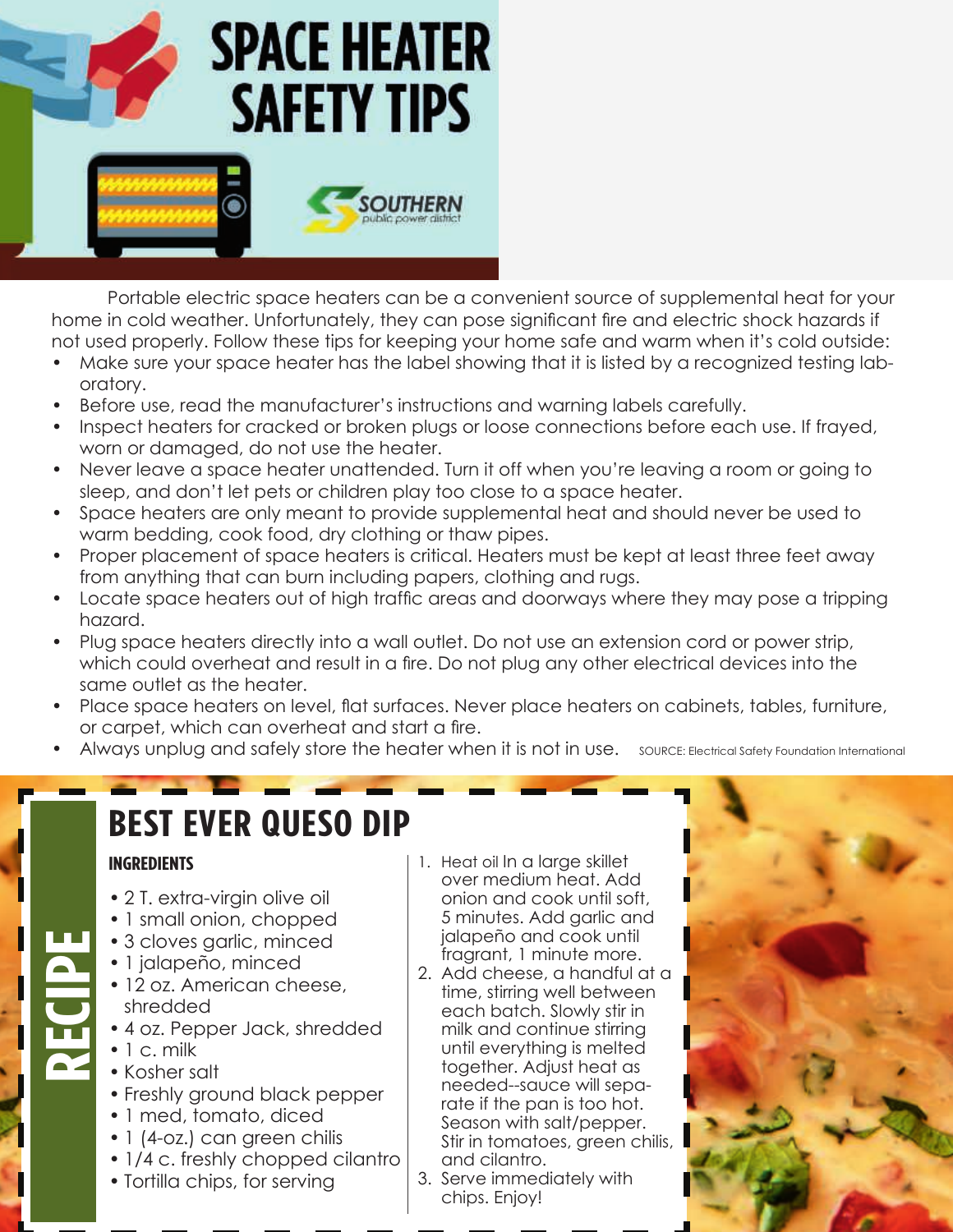# SPACE HEATER SAFETY TIPS

SOUTHERN public power district

Portable electric space heaters can be a convenient source of supplemental heat for your home in cold weather. Unfortunately, they can pose significant fire and electric shock hazards if not used properly. Follow these tips for keeping your home safe and warm when it's cold outside:

- Make sure your space heater has the label showing that it is listed by a recognized testing laboratory.
- Before use, read the manufacturer's instructions and warning labels carefully.
- Inspect heaters for cracked or broken plugs or loose connections before each use. If frayed, worn or damaged, do not use the heater.
- Never leave a space heater unattended. Turn it off when you're leaving a room or going to sleep, and don't let pets or children play too close to a space heater.
- Space heaters are only meant to provide supplemental heat and should never be used to warm bedding, cook food, dry clothing or thaw pipes.
- Proper placement of space heaters is critical. Heaters must be kept at least three feet away from anything that can burn including papers, clothing and rugs.
- Locate space heaters out of high traffic areas and doorways where they may pose a tripping hazard.
- Plug space heaters directly into a wall outlet. Do not use an extension cord or power strip, which could overheat and result in a fire. Do not plug any other electrical devices into the same outlet as the heater.
- Place space heaters on level, flat surfaces. Never place heaters on cabinets, tables, furniture, or carpet, which can overheat and start a fire.
- Always unplug and safely store the heater when it is not in use.

SOURCE: Electrical Safety Foundation International

RECIPE

## BEST EVER QUESO DIP

### INGREDIENTS

- 2 T. extra-virgin olive oil
- 1 small onion, chopped
- 3 cloves garlic, minced
- 1 jalapeño, minced
- 12 oz. American cheese, shredded
- 4 oz. Pepper Jack, shredded
- 1 c. milk
- Kosher salt
- Freshly ground black pepper
- 1 med, tomato, diced
- 1 (4-oz.) can green chilis
- 1/4 c. freshly chopped cilantro
- Tortilla chips, for serving

1. Heat oil In a large skillet over medium heat. Add onion and cook until soft, 5 minutes. Add garlic and jalapeño and cook until fragrant, 1 minute more.
2. Add cheese, a handful at a time, stirring well between each batch. Slowly stir in milk and continue stirring until everything is melted together. Adjust heat as needed--sauce will separate if the pan is too hot. Season with salt/pepper. Stir in tomatoes, green chilis, and cilantro.
3. Serve immediately with chips. Enjoy!